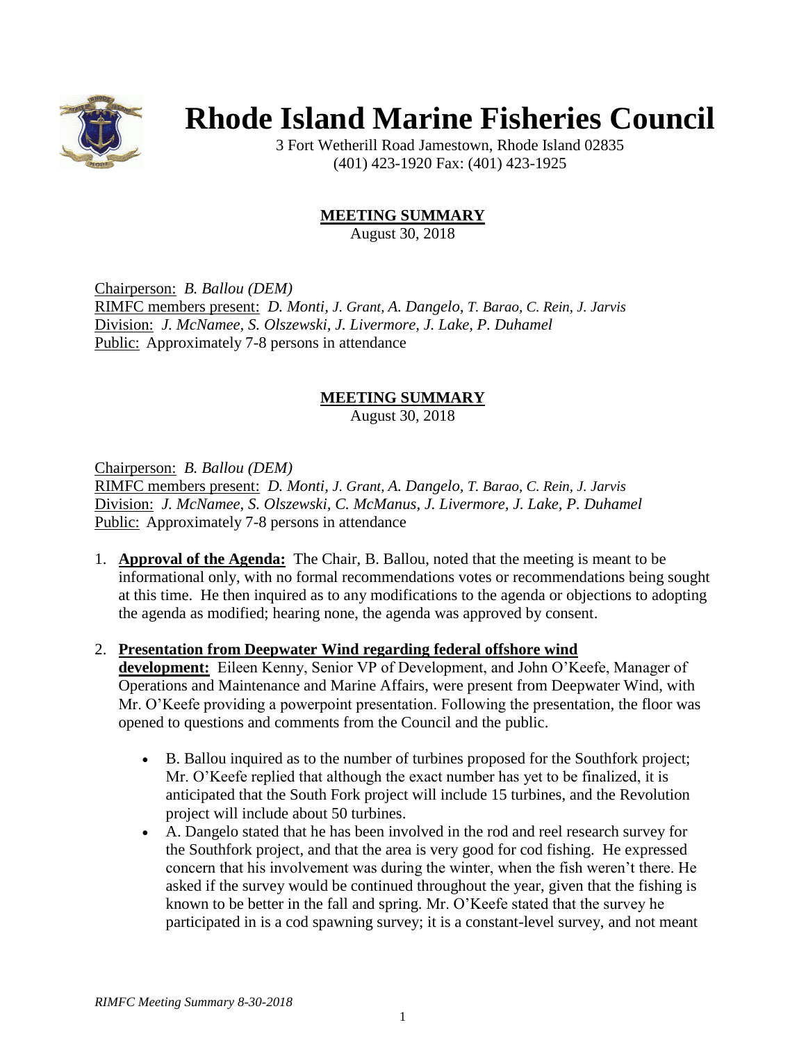# Rhode Island Marine Fisheries Council

3 Fort Wetherill Road Jamestown, Rhode Island 02835
(401) 423-1920 Fax: (401) 423-1925

## MEETING SUMMARY

August 30, 2018

Chairperson: *B. Ballou (DEM)*
RIMFC members present: *D. Monti, J. Grant, A. Dangelo, T. Barao, C. Rein, J. Jarvis*
Division: *J. McNamee, S. Olszewski, J. Livermore, J. Lake, P. Duhamel*
Public: Approximately 7-8 persons in attendance

## MEETING SUMMARY

August 30, 2018

Chairperson: *B. Ballou (DEM)*
RIMFC members present: *D. Monti, J. Grant, A. Dangelo, T. Barao, C. Rein, J. Jarvis*
Division: *J. McNamee, S. Olszewski, C. McManus, J. Livermore, J. Lake, P. Duhamel*
Public: Approximately 7-8 persons in attendance

1. **Approval of the Agenda:** The Chair, B. Ballou, noted that the meeting is meant to be informational only, with no formal recommendations votes or recommendations being sought at this time. He then inquired as to any modifications to the agenda or objections to adopting the agenda as modified; hearing none, the agenda was approved by consent.

2. **Presentation from Deepwater Wind regarding federal offshore wind development:** Eileen Kenny, Senior VP of Development, and John O'Keefe, Manager of Operations and Maintenance and Marine Affairs, were present from Deepwater Wind, with Mr. O'Keefe providing a powerpoint presentation. Following the presentation, the floor was opened to questions and comments from the Council and the public.

   - B. Ballou inquired as to the number of turbines proposed for the Southfork project; Mr. O'Keefe replied that although the exact number has yet to be finalized, it is anticipated that the South Fork project will include 15 turbines, and the Revolution project will include about 50 turbines.
   - A. Dangelo stated that he has been involved in the rod and reel research survey for the Southfork project, and that the area is very good for cod fishing. He expressed concern that his involvement was during the winter, when the fish weren't there. He asked if the survey would be continued throughout the year, given that the fishing is known to be better in the fall and spring. Mr. O'Keefe stated that the survey he participated in is a cod spawning survey; it is a constant-level survey, and not meant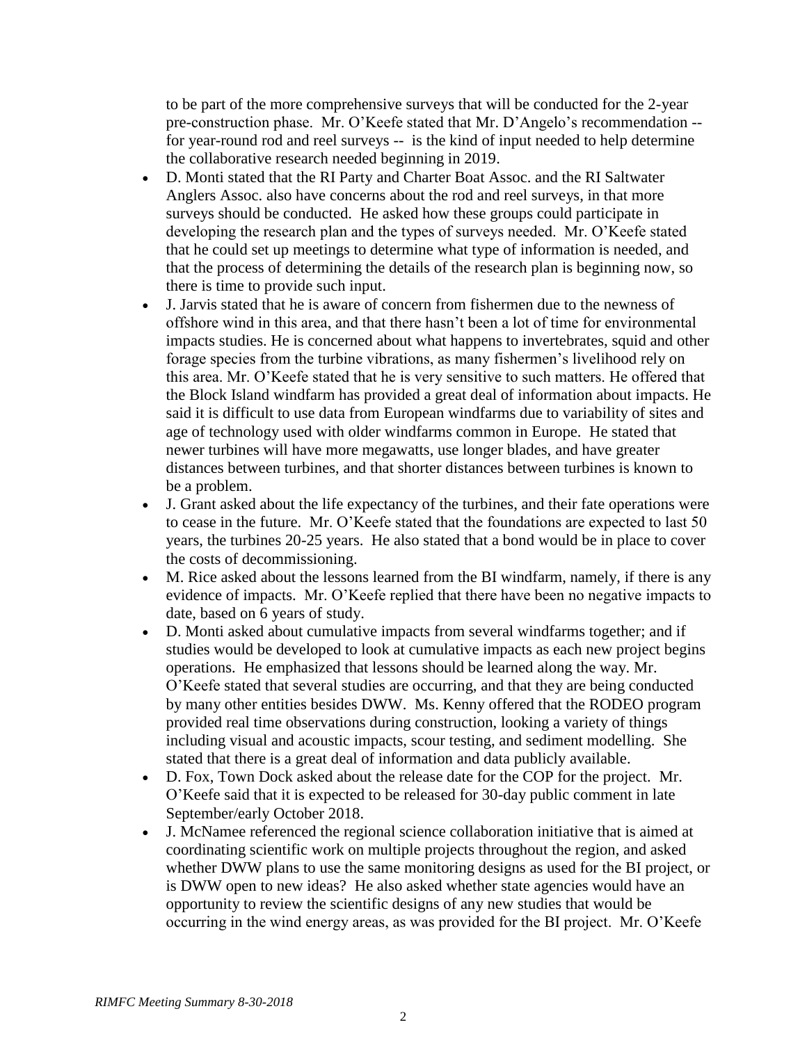to be part of the more comprehensive surveys that will be conducted for the 2-year pre-construction phase. Mr. O'Keefe stated that Mr. D'Angelo's recommendation -- for year-round rod and reel surveys -- is the kind of input needed to help determine the collaborative research needed beginning in 2019.

- D. Monti stated that the RI Party and Charter Boat Assoc. and the RI Saltwater Anglers Assoc. also have concerns about the rod and reel surveys, in that more surveys should be conducted. He asked how these groups could participate in developing the research plan and the types of surveys needed. Mr. O'Keefe stated that he could set up meetings to determine what type of information is needed, and that the process of determining the details of the research plan is beginning now, so there is time to provide such input.
- J. Jarvis stated that he is aware of concern from fishermen due to the newness of offshore wind in this area, and that there hasn't been a lot of time for environmental impacts studies. He is concerned about what happens to invertebrates, squid and other forage species from the turbine vibrations, as many fishermen's livelihood rely on this area. Mr. O'Keefe stated that he is very sensitive to such matters. He offered that the Block Island windfarm has provided a great deal of information about impacts. He said it is difficult to use data from European windfarms due to variability of sites and age of technology used with older windfarms common in Europe. He stated that newer turbines will have more megawatts, use longer blades, and have greater distances between turbines, and that shorter distances between turbines is known to be a problem.
- J. Grant asked about the life expectancy of the turbines, and their fate operations were to cease in the future. Mr. O'Keefe stated that the foundations are expected to last 50 years, the turbines 20-25 years. He also stated that a bond would be in place to cover the costs of decommissioning.
- M. Rice asked about the lessons learned from the BI windfarm, namely, if there is any evidence of impacts. Mr. O'Keefe replied that there have been no negative impacts to date, based on 6 years of study.
- D. Monti asked about cumulative impacts from several windfarms together; and if studies would be developed to look at cumulative impacts as each new project begins operations. He emphasized that lessons should be learned along the way. Mr. O'Keefe stated that several studies are occurring, and that they are being conducted by many other entities besides DWW. Ms. Kenny offered that the RODEO program provided real time observations during construction, looking a variety of things including visual and acoustic impacts, scour testing, and sediment modelling. She stated that there is a great deal of information and data publicly available.
- D. Fox, Town Dock asked about the release date for the COP for the project. Mr. O'Keefe said that it is expected to be released for 30-day public comment in late September/early October 2018.
- J. McNamee referenced the regional science collaboration initiative that is aimed at coordinating scientific work on multiple projects throughout the region, and asked whether DWW plans to use the same monitoring designs as used for the BI project, or is DWW open to new ideas? He also asked whether state agencies would have an opportunity to review the scientific designs of any new studies that would be occurring in the wind energy areas, as was provided for the BI project. Mr. O'Keefe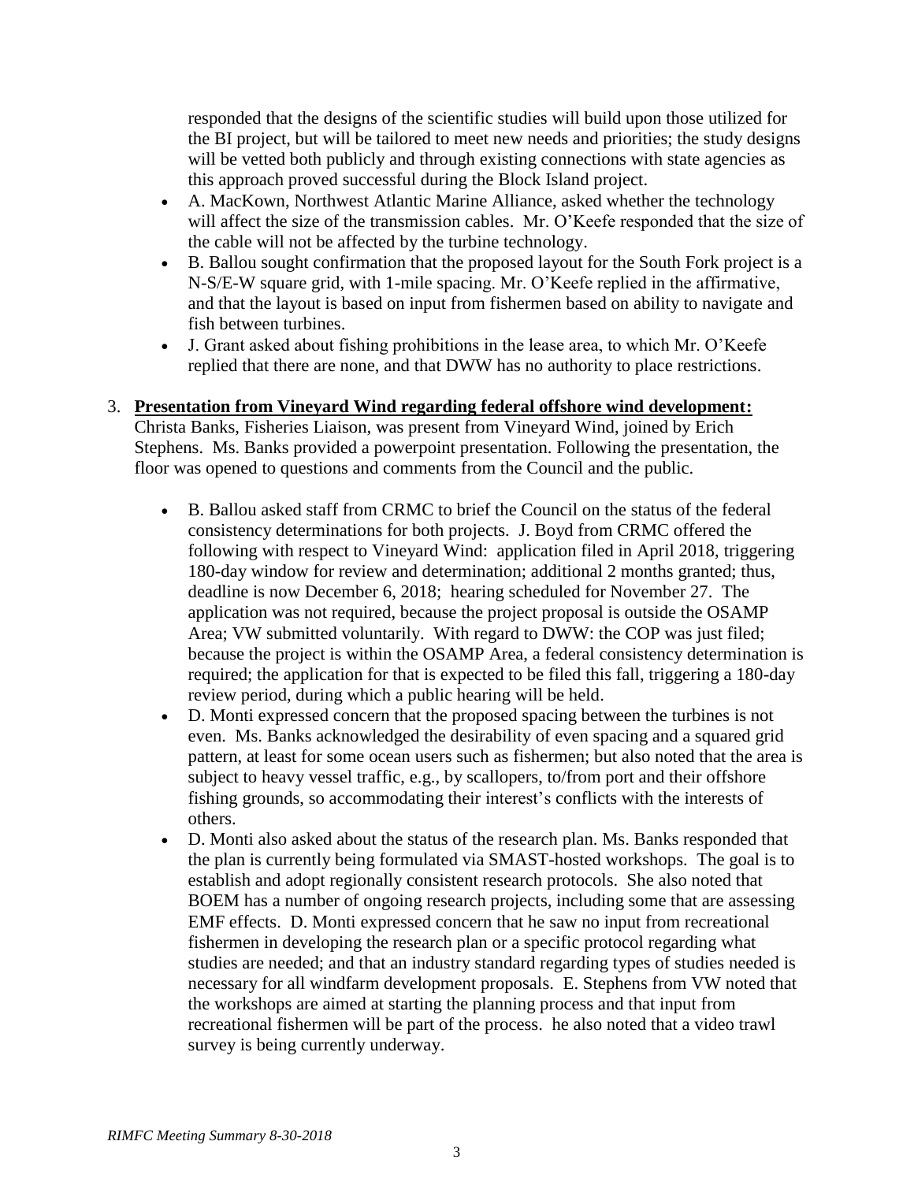responded that the designs of the scientific studies will build upon those utilized for the BI project, but will be tailored to meet new needs and priorities; the study designs will be vetted both publicly and through existing connections with state agencies as this approach proved successful during the Block Island project.

- A. MacKown, Northwest Atlantic Marine Alliance, asked whether the technology will affect the size of the transmission cables. Mr. O'Keefe responded that the size of the cable will not be affected by the turbine technology.
- B. Ballou sought confirmation that the proposed layout for the South Fork project is a N-S/E-W square grid, with 1-mile spacing. Mr. O'Keefe replied in the affirmative, and that the layout is based on input from fishermen based on ability to navigate and fish between turbines.
- J. Grant asked about fishing prohibitions in the lease area, to which Mr. O'Keefe replied that there are none, and that DWW has no authority to place restrictions.

3. **Presentation from Vineyard Wind regarding federal offshore wind development:** Christa Banks, Fisheries Liaison, was present from Vineyard Wind, joined by Erich Stephens. Ms. Banks provided a powerpoint presentation. Following the presentation, the floor was opened to questions and comments from the Council and the public.

   - B. Ballou asked staff from CRMC to brief the Council on the status of the federal consistency determinations for both projects. J. Boyd from CRMC offered the following with respect to Vineyard Wind: application filed in April 2018, triggering 180-day window for review and determination; additional 2 months granted; thus, deadline is now December 6, 2018; hearing scheduled for November 27. The application was not required, because the project proposal is outside the OSAMP Area; VW submitted voluntarily. With regard to DWW: the COP was just filed; because the project is within the OSAMP Area, a federal consistency determination is required; the application for that is expected to be filed this fall, triggering a 180-day review period, during which a public hearing will be held.
   - D. Monti expressed concern that the proposed spacing between the turbines is not even. Ms. Banks acknowledged the desirability of even spacing and a squared grid pattern, at least for some ocean users such as fishermen; but also noted that the area is subject to heavy vessel traffic, e.g., by scallopers, to/from port and their offshore fishing grounds, so accommodating their interest's conflicts with the interests of others.
   - D. Monti also asked about the status of the research plan. Ms. Banks responded that the plan is currently being formulated via SMAST-hosted workshops. The goal is to establish and adopt regionally consistent research protocols. She also noted that BOEM has a number of ongoing research projects, including some that are assessing EMF effects. D. Monti expressed concern that he saw no input from recreational fishermen in developing the research plan or a specific protocol regarding what studies are needed; and that an industry standard regarding types of studies needed is necessary for all windfarm development proposals. E. Stephens from VW noted that the workshops are aimed at starting the planning process and that input from recreational fishermen will be part of the process. he also noted that a video trawl survey is being currently underway.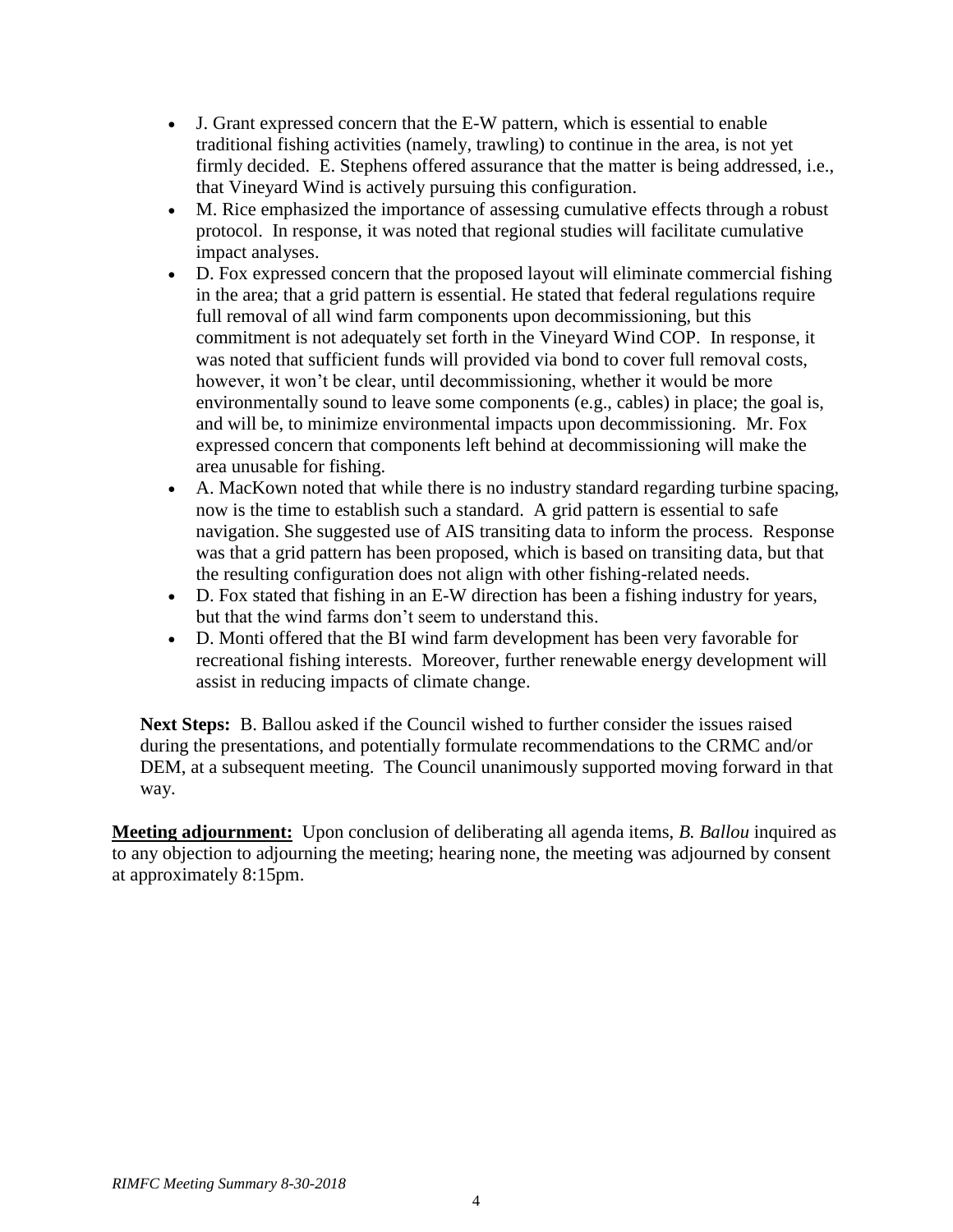- J. Grant expressed concern that the E-W pattern, which is essential to enable traditional fishing activities (namely, trawling) to continue in the area, is not yet firmly decided. E. Stephens offered assurance that the matter is being addressed, i.e., that Vineyard Wind is actively pursuing this configuration.
- M. Rice emphasized the importance of assessing cumulative effects through a robust protocol. In response, it was noted that regional studies will facilitate cumulative impact analyses.
- D. Fox expressed concern that the proposed layout will eliminate commercial fishing in the area; that a grid pattern is essential. He stated that federal regulations require full removal of all wind farm components upon decommissioning, but this commitment is not adequately set forth in the Vineyard Wind COP. In response, it was noted that sufficient funds will provided via bond to cover full removal costs, however, it won't be clear, until decommissioning, whether it would be more environmentally sound to leave some components (e.g., cables) in place; the goal is, and will be, to minimize environmental impacts upon decommissioning. Mr. Fox expressed concern that components left behind at decommissioning will make the area unusable for fishing.
- A. MacKown noted that while there is no industry standard regarding turbine spacing, now is the time to establish such a standard. A grid pattern is essential to safe navigation. She suggested use of AIS transiting data to inform the process. Response was that a grid pattern has been proposed, which is based on transiting data, but that the resulting configuration does not align with other fishing-related needs.
- D. Fox stated that fishing in an E-W direction has been a fishing industry for years, but that the wind farms don't seem to understand this.
- D. Monti offered that the BI wind farm development has been very favorable for recreational fishing interests. Moreover, further renewable energy development will assist in reducing impacts of climate change.

**Next Steps:** B. Ballou asked if the Council wished to further consider the issues raised during the presentations, and potentially formulate recommendations to the CRMC and/or DEM, at a subsequent meeting. The Council unanimously supported moving forward in that way.

**Meeting adjournment:** Upon conclusion of deliberating all agenda items, *B. Ballou* inquired as to any objection to adjourning the meeting; hearing none, the meeting was adjourned by consent at approximately 8:15pm.